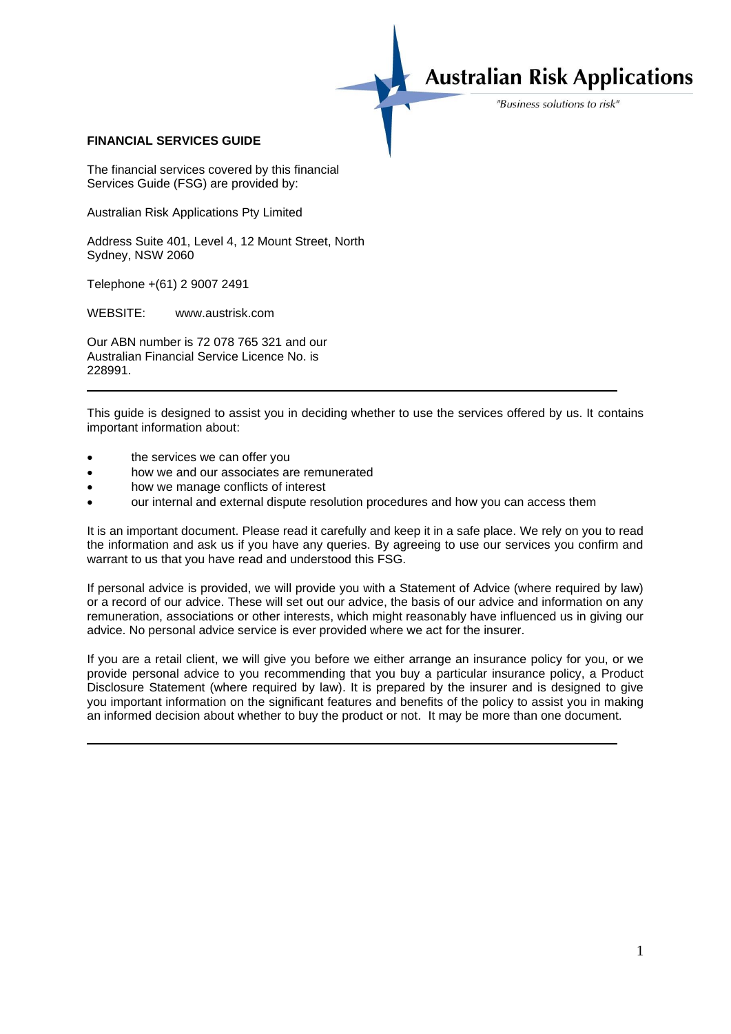Australian Risk Applications

*"Business solutions to risk"*

**FINANCIAL SERVICES GUIDE**

The financial services covered by this financial Services Guide (FSG) are provided by:

Australian Risk Applications Pty Limited

Address Suite 401, Level 4, 12 Mount Street, North Sydney, NSW 2060

Telephone +(61) 2 9007 2491

WEBSITE: www.austrisk.com

Our ABN number is 72 078 765 321 and our Australian Financial Service Licence No. is 228991.

---

This guide is designed to assist you in deciding whether to use the services offered by us. It contains important information about:

- the services we can offer you
- how we and our associates are remunerated
- how we manage conflicts of interest
- our internal and external dispute resolution procedures and how you can access them

It is an important document. Please read it carefully and keep it in a safe place. We rely on you to read the information and ask us if you have any queries. By agreeing to use our services you confirm and warrant to us that you have read and understood this FSG.

If personal advice is provided, we will provide you with a Statement of Advice (where required by law) or a record of our advice. These will set out our advice, the basis of our advice and information on any remuneration, associations or other interests, which might reasonably have influenced us in giving our advice. No personal advice service is ever provided where we act for the insurer.

If you are a retail client, we will give you before we either arrange an insurance policy for you, or we provide personal advice to you recommending that you buy a particular insurance policy, a Product Disclosure Statement (where required by law). It is prepared by the insurer and is designed to give you important information on the significant features and benefits of the policy to assist you in making an informed decision about whether to buy the product or not. It may be more than one document.

---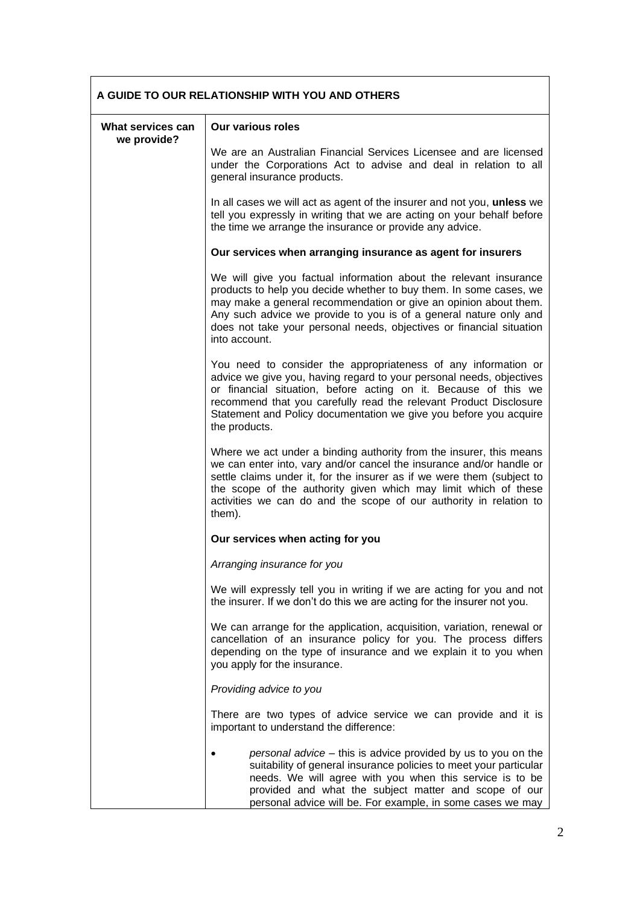## A GUIDE TO OUR RELATIONSHIP WITH YOU AND OTHERS

### What services can we provide?

**Our various roles**

We are an Australian Financial Services Licensee and are licensed under the Corporations Act to advise and deal in relation to all general insurance products.

In all cases we will act as agent of the insurer and not you, **unless** we tell you expressly in writing that we are acting on your behalf before the time we arrange the insurance or provide any advice.

**Our services when arranging insurance as agent for insurers**

We will give you factual information about the relevant insurance products to help you decide whether to buy them. In some cases, we may make a general recommendation or give an opinion about them. Any such advice we provide to you is of a general nature only and does not take your personal needs, objectives or financial situation into account.

You need to consider the appropriateness of any information or advice we give you, having regard to your personal needs, objectives or financial situation, before acting on it. Because of this we recommend that you carefully read the relevant Product Disclosure Statement and Policy documentation we give you before you acquire the products.

Where we act under a binding authority from the insurer, this means we can enter into, vary and/or cancel the insurance and/or handle or settle claims under it, for the insurer as if we were them (subject to the scope of the authority given which may limit which of these activities we can do and the scope of our authority in relation to them).

**Our services when acting for you**

*Arranging insurance for you*

We will expressly tell you in writing if we are acting for you and not the insurer. If we don't do this we are acting for the insurer not you.

We can arrange for the application, acquisition, variation, renewal or cancellation of an insurance policy for you. The process differs depending on the type of insurance and we explain it to you when you apply for the insurance.

*Providing advice to you*

There are two types of advice service we can provide and it is important to understand the difference:

- *personal advice* – this is advice provided by us to you on the suitability of general insurance policies to meet your particular needs. We will agree with you when this service is to be provided and what the subject matter and scope of our personal advice will be. For example, in some cases we may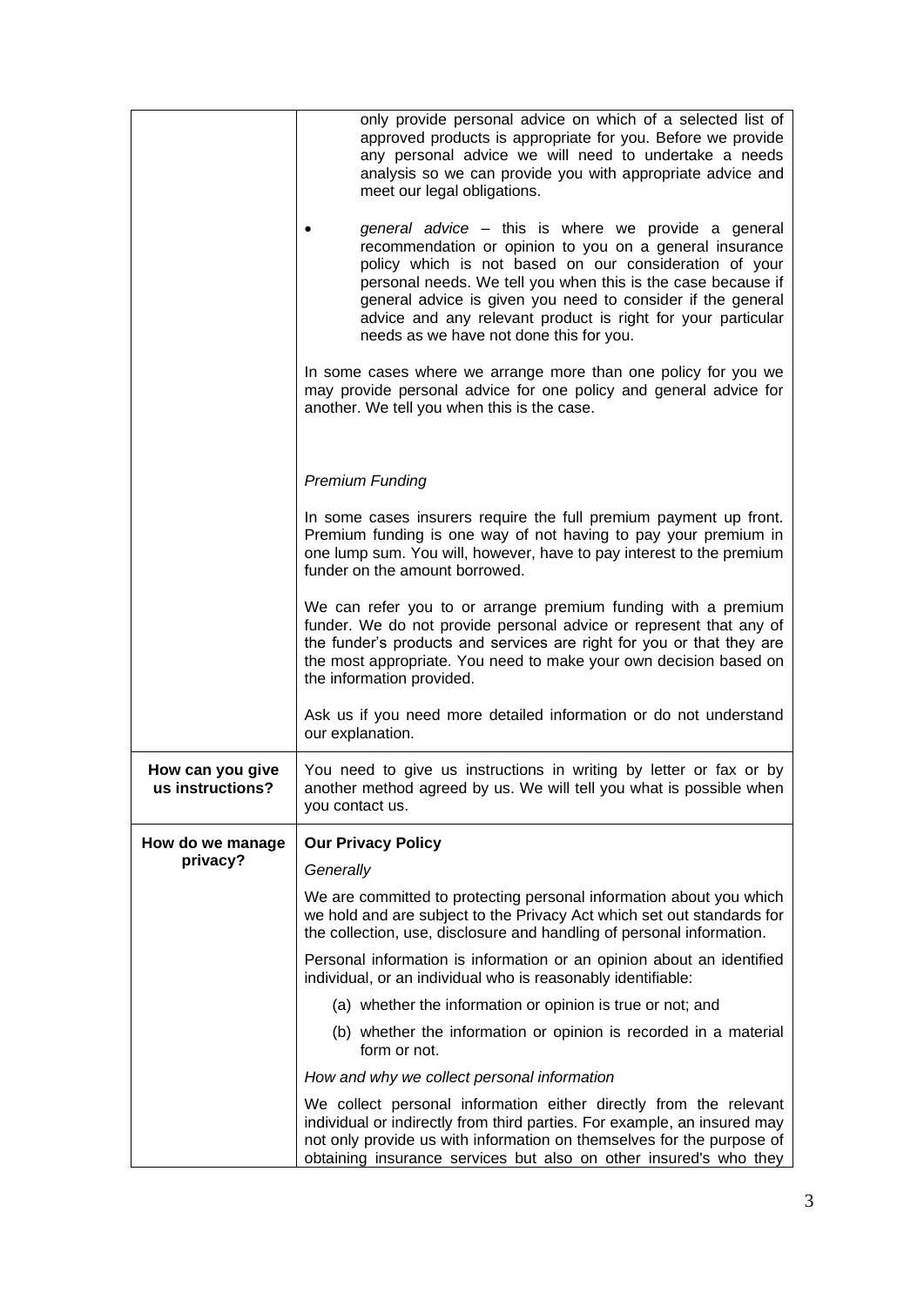| | |
|---|---|
| | only provide personal advice on which of a selected list of approved products is appropriate for you. Before we provide any personal advice we will need to undertake a needs analysis so we can provide you with appropriate advice and meet our legal obligations.<br><br>• *general advice* – this is where we provide a general recommendation or opinion to you on a general insurance policy which is not based on our consideration of your personal needs. We tell you when this is the case because if general advice is given you need to consider if the general advice and any relevant product is right for your particular needs as we have not done this for you.<br><br>In some cases where we arrange more than one policy for you we may provide personal advice for one policy and general advice for another. We tell you when this is the case.<br><br>*Premium Funding*<br><br>In some cases insurers require the full premium payment up front. Premium funding is one way of not having to pay your premium in one lump sum. You will, however, have to pay interest to the premium funder on the amount borrowed.<br><br>We can refer you to or arrange premium funding with a premium funder. We do not provide personal advice or represent that any of the funder's products and services are right for you or that they are the most appropriate. You need to make your own decision based on the information provided.<br><br>Ask us if you need more detailed information or do not understand our explanation. |
| **How can you give us instructions?** | You need to give us instructions in writing by letter or fax or by another method agreed by us. We will tell you what is possible when you contact us. |
| **How do we manage privacy?** | **Our Privacy Policy**<br><br>*Generally*<br><br>We are committed to protecting personal information about you which we hold and are subject to the Privacy Act which set out standards for the collection, use, disclosure and handling of personal information.<br><br>Personal information is information or an opinion about an identified individual, or an individual who is reasonably identifiable:<br><br>(a) whether the information or opinion is true or not; and<br><br>(b) whether the information or opinion is recorded in a material form or not.<br><br>*How and why we collect personal information*<br><br>We collect personal information either directly from the relevant individual or indirectly from third parties. For example, an insured may not only provide us with information on themselves for the purpose of obtaining insurance services but also on other insured's who they |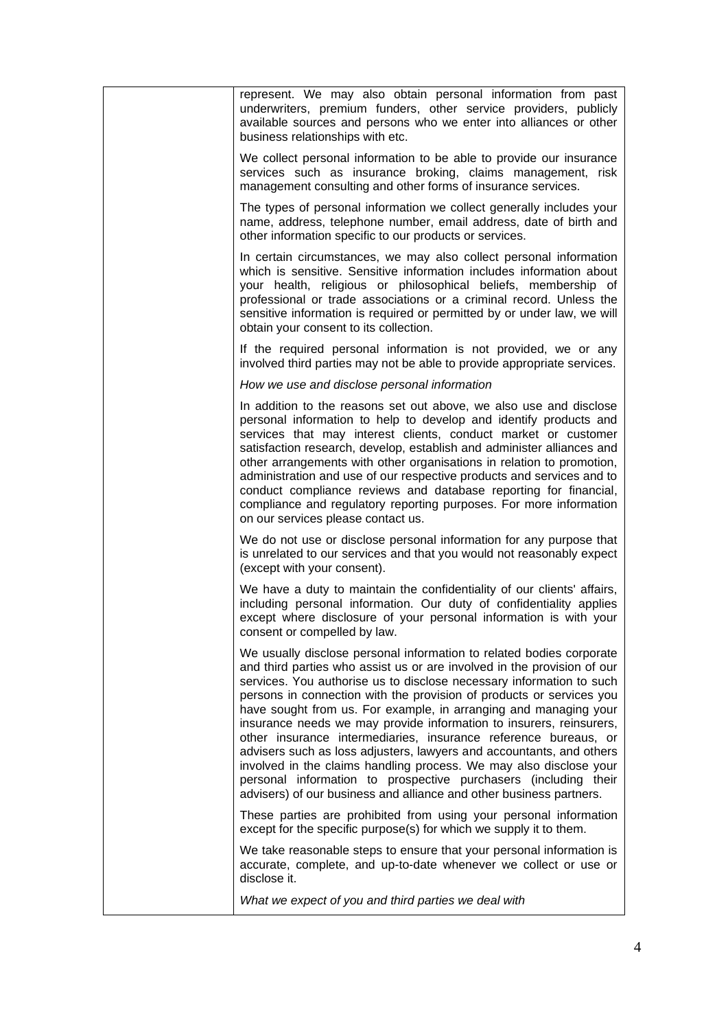represent. We may also obtain personal information from past underwriters, premium funders, other service providers, publicly available sources and persons who we enter into alliances or other business relationships with etc.

We collect personal information to be able to provide our insurance services such as insurance broking, claims management, risk management consulting and other forms of insurance services.

The types of personal information we collect generally includes your name, address, telephone number, email address, date of birth and other information specific to our products or services.

In certain circumstances, we may also collect personal information which is sensitive. Sensitive information includes information about your health, religious or philosophical beliefs, membership of professional or trade associations or a criminal record. Unless the sensitive information is required or permitted by or under law, we will obtain your consent to its collection.

If the required personal information is not provided, we or any involved third parties may not be able to provide appropriate services.

*How we use and disclose personal information*

In addition to the reasons set out above, we also use and disclose personal information to help to develop and identify products and services that may interest clients, conduct market or customer satisfaction research, develop, establish and administer alliances and other arrangements with other organisations in relation to promotion, administration and use of our respective products and services and to conduct compliance reviews and database reporting for financial, compliance and regulatory reporting purposes. For more information on our services please contact us.

We do not use or disclose personal information for any purpose that is unrelated to our services and that you would not reasonably expect (except with your consent).

We have a duty to maintain the confidentiality of our clients' affairs, including personal information. Our duty of confidentiality applies except where disclosure of your personal information is with your consent or compelled by law.

We usually disclose personal information to related bodies corporate and third parties who assist us or are involved in the provision of our services. You authorise us to disclose necessary information to such persons in connection with the provision of products or services you have sought from us. For example, in arranging and managing your insurance needs we may provide information to insurers, reinsurers, other insurance intermediaries, insurance reference bureaus, or advisers such as loss adjusters, lawyers and accountants, and others involved in the claims handling process. We may also disclose your personal information to prospective purchasers (including their advisers) of our business and alliance and other business partners.

These parties are prohibited from using your personal information except for the specific purpose(s) for which we supply it to them.

We take reasonable steps to ensure that your personal information is accurate, complete, and up-to-date whenever we collect or use or disclose it.

*What we expect of you and third parties we deal with*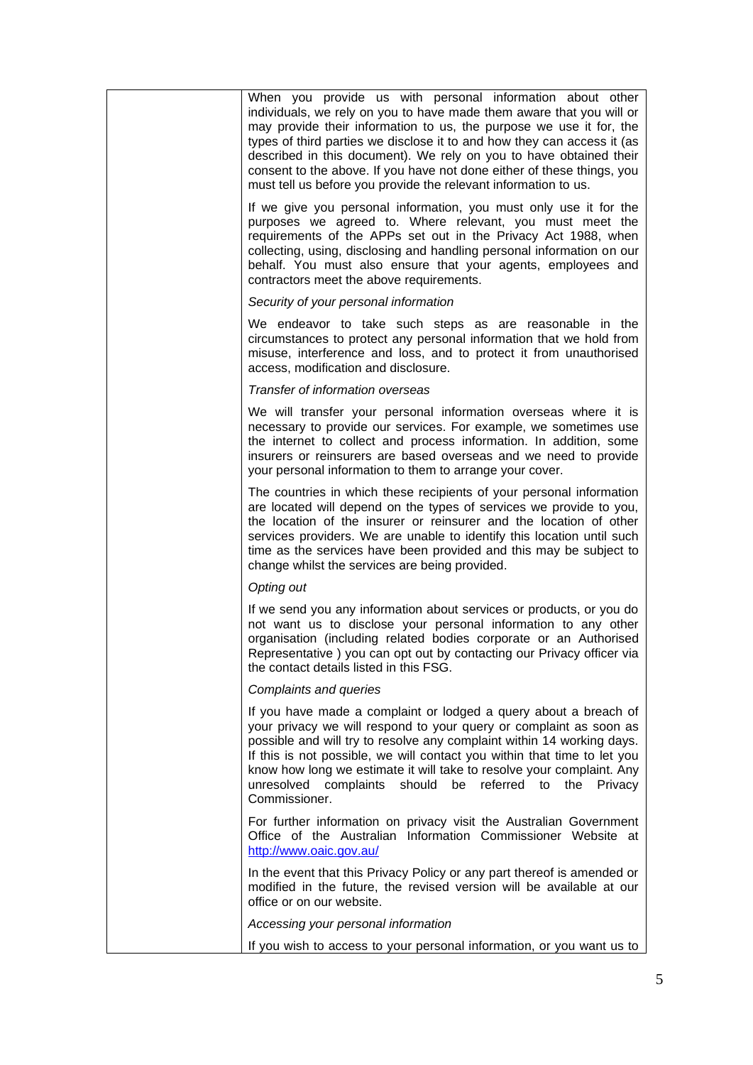When you provide us with personal information about other individuals, we rely on you to have made them aware that you will or may provide their information to us, the purpose we use it for, the types of third parties we disclose it to and how they can access it (as described in this document). We rely on you to have obtained their consent to the above. If you have not done either of these things, you must tell us before you provide the relevant information to us.

If we give you personal information, you must only use it for the purposes we agreed to. Where relevant, you must meet the requirements of the APPs set out in the Privacy Act 1988, when collecting, using, disclosing and handling personal information on our behalf. You must also ensure that your agents, employees and contractors meet the above requirements.

*Security of your personal information*

We endeavor to take such steps as are reasonable in the circumstances to protect any personal information that we hold from misuse, interference and loss, and to protect it from unauthorised access, modification and disclosure.

*Transfer of information overseas*

We will transfer your personal information overseas where it is necessary to provide our services. For example, we sometimes use the internet to collect and process information. In addition, some insurers or reinsurers are based overseas and we need to provide your personal information to them to arrange your cover.

The countries in which these recipients of your personal information are located will depend on the types of services we provide to you, the location of the insurer or reinsurer and the location of other services providers. We are unable to identify this location until such time as the services have been provided and this may be subject to change whilst the services are being provided.

*Opting out*

If we send you any information about services or products, or you do not want us to disclose your personal information to any other organisation (including related bodies corporate or an Authorised Representative ) you can opt out by contacting our Privacy officer via the contact details listed in this FSG.

*Complaints and queries*

If you have made a complaint or lodged a query about a breach of your privacy we will respond to your query or complaint as soon as possible and will try to resolve any complaint within 14 working days. If this is not possible, we will contact you within that time to let you know how long we estimate it will take to resolve your complaint. Any unresolved complaints should be referred to the Privacy Commissioner.

For further information on privacy visit the Australian Government Office of the Australian Information Commissioner Website at [http://www.oaic.gov.au/](http://www.oaic.gov.au/)

In the event that this Privacy Policy or any part thereof is amended or modified in the future, the revised version will be available at our office or on our website.

*Accessing your personal information*

If you wish to access to your personal information, or you want us to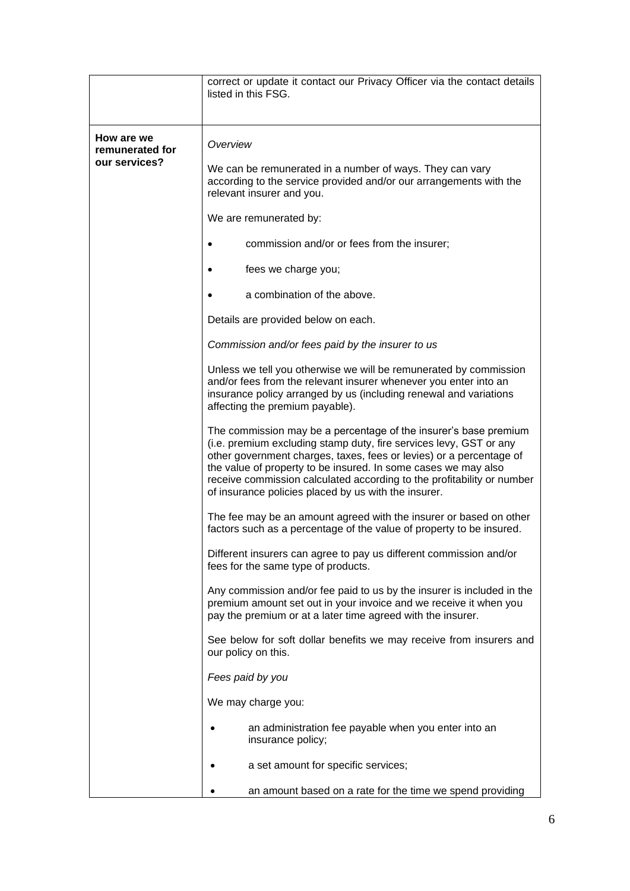| | |
|---|---|
| | correct or update it contact our Privacy Officer via the contact details listed in this FSG. |
| **How are we remunerated for our services?** | *Overview*<br><br>We can be remunerated in a number of ways. They can vary according to the service provided and/or our arrangements with the relevant insurer and you.<br><br>We are remunerated by:<br><br>• commission and/or or fees from the insurer;<br><br>• fees we charge you;<br><br>• a combination of the above.<br><br>Details are provided below on each.<br><br>*Commission and/or fees paid by the insurer to us*<br><br>Unless we tell you otherwise we will be remunerated by commission and/or fees from the relevant insurer whenever you enter into an insurance policy arranged by us (including renewal and variations affecting the premium payable).<br><br>The commission may be a percentage of the insurer's base premium (i.e. premium excluding stamp duty, fire services levy, GST or any other government charges, taxes, fees or levies) or a percentage of the value of property to be insured. In some cases we may also receive commission calculated according to the profitability or number of insurance policies placed by us with the insurer.<br><br>The fee may be an amount agreed with the insurer or based on other factors such as a percentage of the value of property to be insured.<br><br>Different insurers can agree to pay us different commission and/or fees for the same type of products.<br><br>Any commission and/or fee paid to us by the insurer is included in the premium amount set out in your invoice and we receive it when you pay the premium or at a later time agreed with the insurer.<br><br>See below for soft dollar benefits we may receive from insurers and our policy on this.<br><br>*Fees paid by you*<br><br>We may charge you:<br><br>• an administration fee payable when you enter into an insurance policy;<br><br>• a set amount for specific services;<br><br>• an amount based on a rate for the time we spend providing |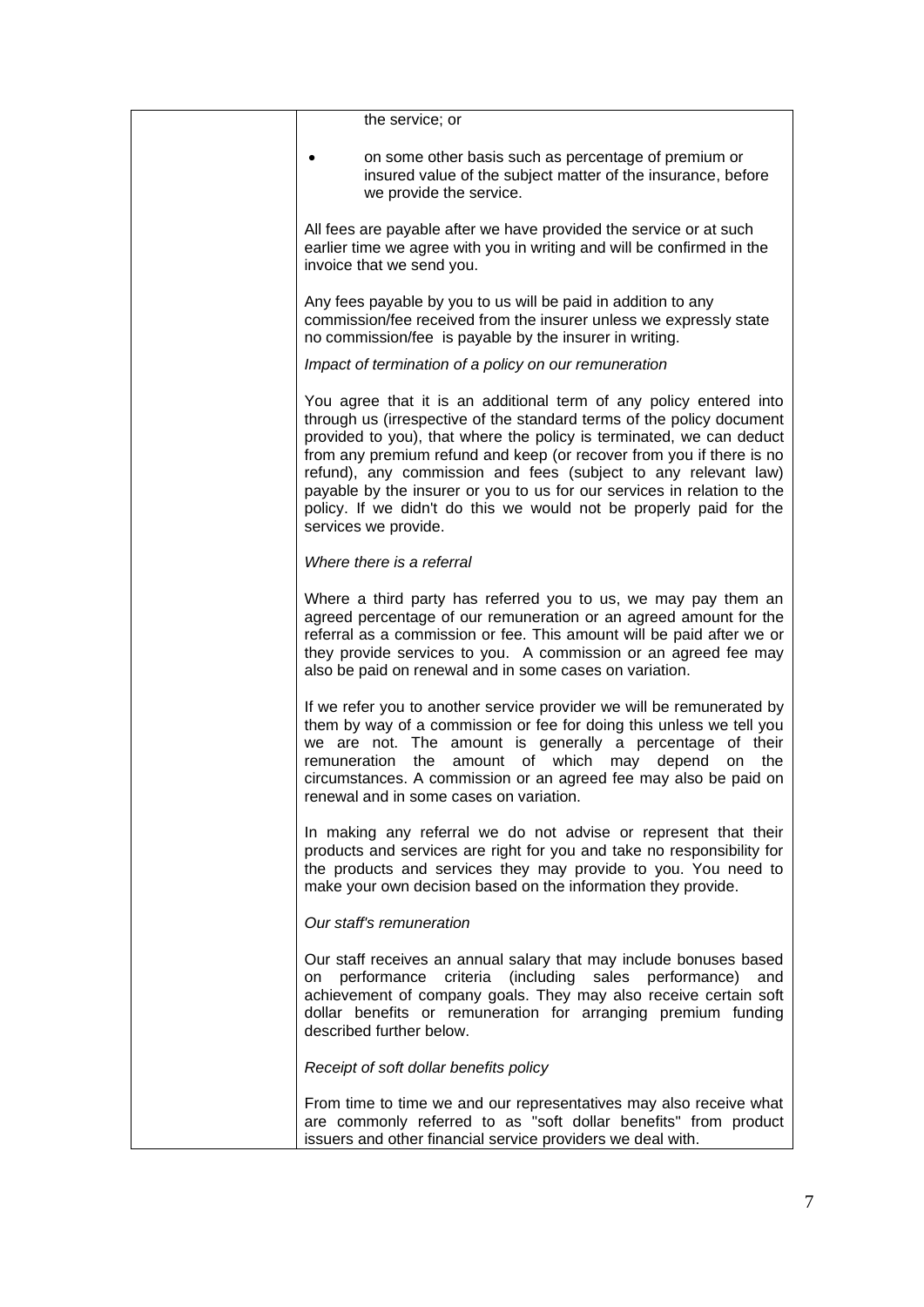the service; or

- on some other basis such as percentage of premium or insured value of the subject matter of the insurance, before we provide the service.

All fees are payable after we have provided the service or at such earlier time we agree with you in writing and will be confirmed in the invoice that we send you.

Any fees payable by you to us will be paid in addition to any commission/fee received from the insurer unless we expressly state no commission/fee is payable by the insurer in writing.

*Impact of termination of a policy on our remuneration*

You agree that it is an additional term of any policy entered into through us (irrespective of the standard terms of the policy document provided to you), that where the policy is terminated, we can deduct from any premium refund and keep (or recover from you if there is no refund), any commission and fees (subject to any relevant law) payable by the insurer or you to us for our services in relation to the policy. If we didn't do this we would not be properly paid for the services we provide.

*Where there is a referral*

Where a third party has referred you to us, we may pay them an agreed percentage of our remuneration or an agreed amount for the referral as a commission or fee. This amount will be paid after we or they provide services to you. A commission or an agreed fee may also be paid on renewal and in some cases on variation.

If we refer you to another service provider we will be remunerated by them by way of a commission or fee for doing this unless we tell you we are not. The amount is generally a percentage of their remuneration the amount of which may depend on the circumstances. A commission or an agreed fee may also be paid on renewal and in some cases on variation.

In making any referral we do not advise or represent that their products and services are right for you and take no responsibility for the products and services they may provide to you. You need to make your own decision based on the information they provide.

*Our staff's remuneration*

Our staff receives an annual salary that may include bonuses based on performance criteria (including sales performance) and achievement of company goals. They may also receive certain soft dollar benefits or remuneration for arranging premium funding described further below.

*Receipt of soft dollar benefits policy*

From time to time we and our representatives may also receive what are commonly referred to as "soft dollar benefits" from product issuers and other financial service providers we deal with.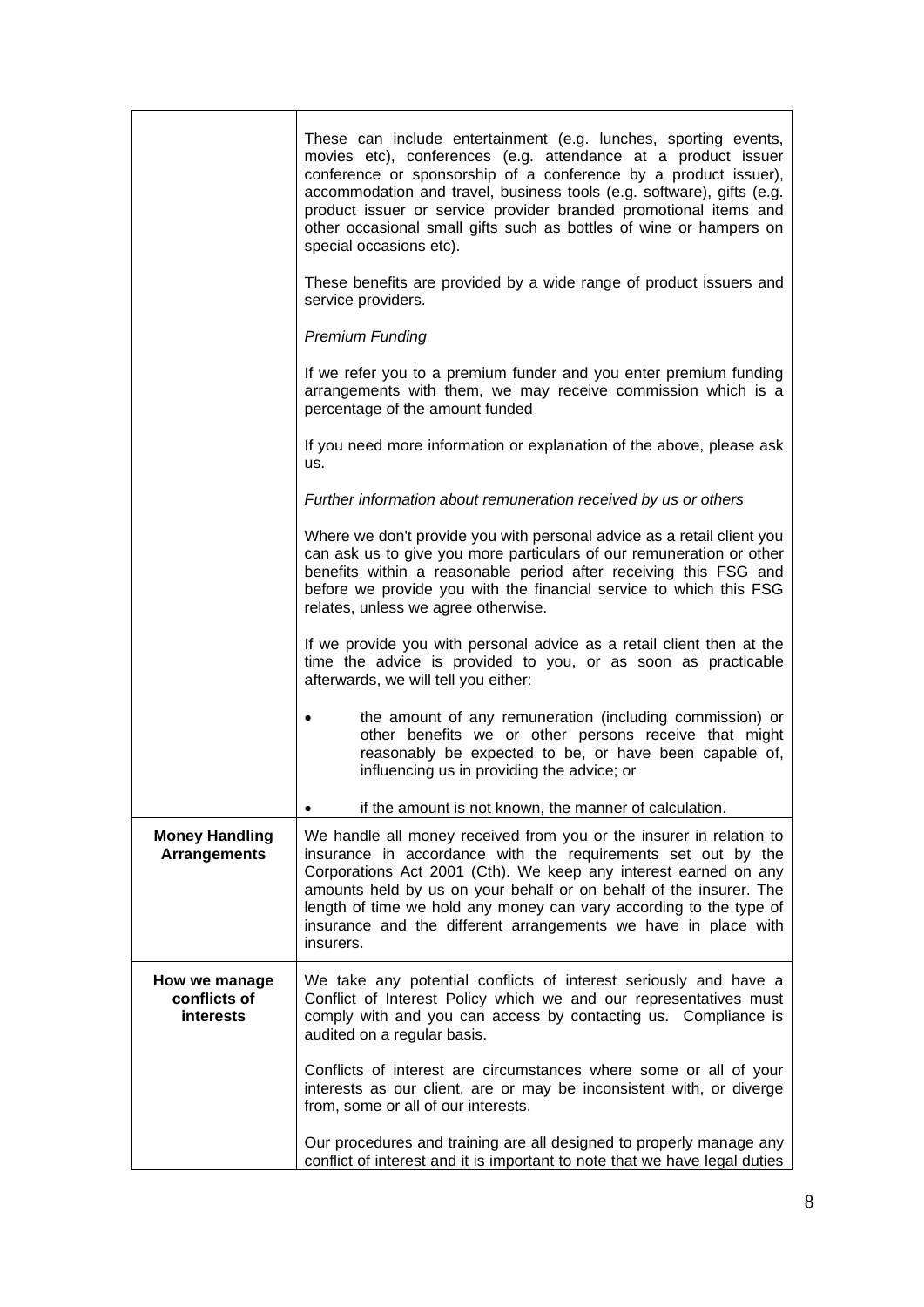| | |
|---|---|
| | These can include entertainment (e.g. lunches, sporting events, movies etc), conferences (e.g. attendance at a product issuer conference or sponsorship of a conference by a product issuer), accommodation and travel, business tools (e.g. software), gifts (e.g. product issuer or service provider branded promotional items and other occasional small gifts such as bottles of wine or hampers on special occasions etc).<br><br>These benefits are provided by a wide range of product issuers and service providers.<br><br>*Premium Funding*<br><br>If we refer you to a premium funder and you enter premium funding arrangements with them, we may receive commission which is a percentage of the amount funded<br><br>If you need more information or explanation of the above, please ask us.<br><br>*Further information about remuneration received by us or others*<br><br>Where we don't provide you with personal advice as a retail client you can ask us to give you more particulars of our remuneration or other benefits within a reasonable period after receiving this FSG and before we provide you with the financial service to which this FSG relates, unless we agree otherwise.<br><br>If we provide you with personal advice as a retail client then at the time the advice is provided to you, or as soon as practicable afterwards, we will tell you either:<br><br>• the amount of any remuneration (including commission) or other benefits we or other persons receive that might reasonably be expected to be, or have been capable of, influencing us in providing the advice; or<br><br>• if the amount is not known, the manner of calculation. |
| **Money Handling Arrangements** | We handle all money received from you or the insurer in relation to insurance in accordance with the requirements set out by the Corporations Act 2001 (Cth). We keep any interest earned on any amounts held by us on your behalf or on behalf of the insurer. The length of time we hold any money can vary according to the type of insurance and the different arrangements we have in place with insurers. |
| **How we manage conflicts of interests** | We take any potential conflicts of interest seriously and have a Conflict of Interest Policy which we and our representatives must comply with and you can access by contacting us. Compliance is audited on a regular basis.<br><br>Conflicts of interest are circumstances where some or all of your interests as our client, are or may be inconsistent with, or diverge from, some or all of our interests.<br><br>Our procedures and training are all designed to properly manage any conflict of interest and it is important to note that we have legal duties |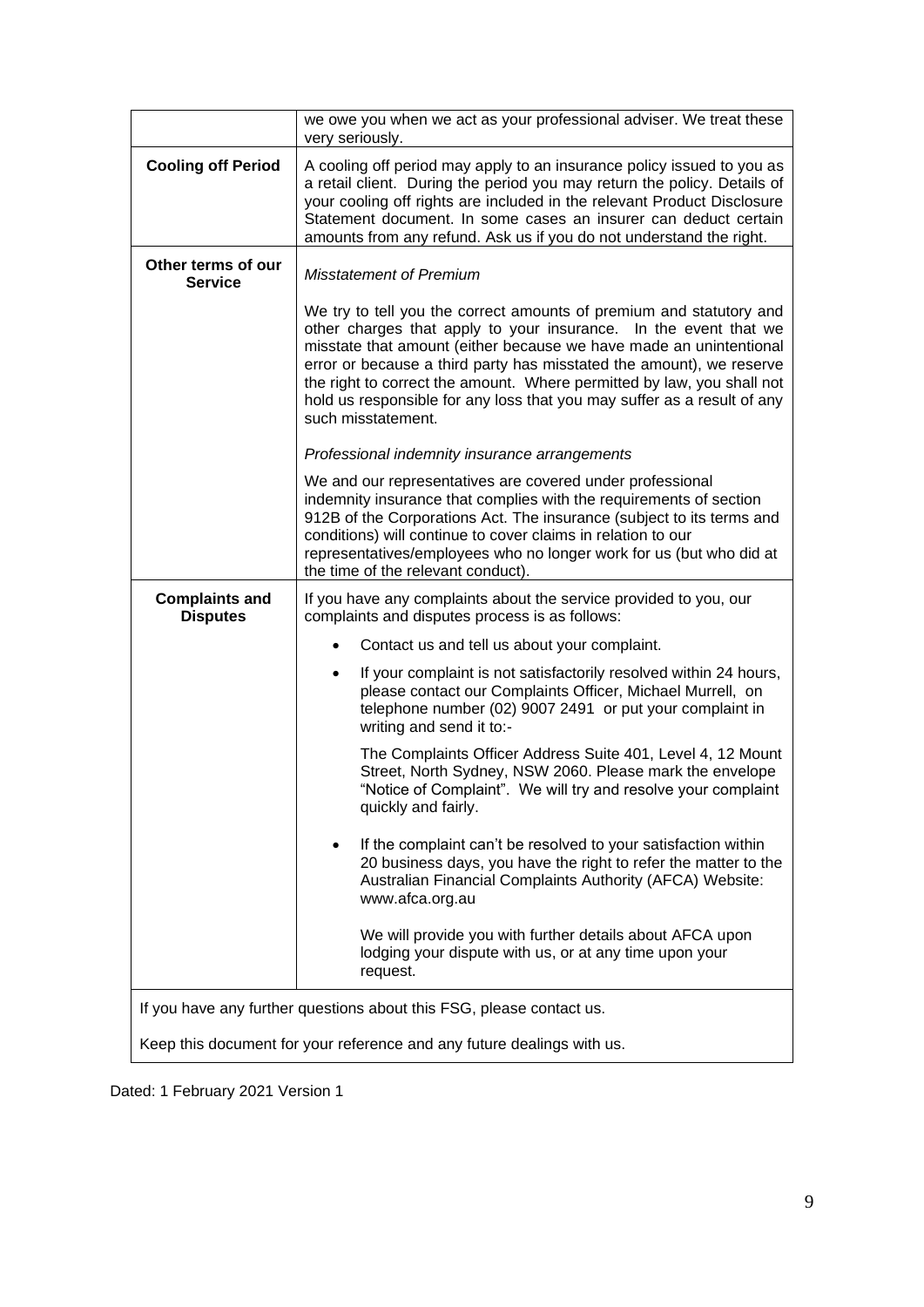| | |
|---|---|
| | we owe you when we act as your professional adviser. We treat these very seriously. |
| **Cooling off Period** | A cooling off period may apply to an insurance policy issued to you as a retail client. During the period you may return the policy. Details of your cooling off rights are included in the relevant Product Disclosure Statement document. In some cases an insurer can deduct certain amounts from any refund. Ask us if you do not understand the right. |
| **Other terms of our Service** | *Misstatement of Premium*<br><br>We try to tell you the correct amounts of premium and statutory and other charges that apply to your insurance. In the event that we misstate that amount (either because we have made an unintentional error or because a third party has misstated the amount), we reserve the right to correct the amount. Where permitted by law, you shall not hold us responsible for any loss that you may suffer as a result of any such misstatement.<br><br>*Professional indemnity insurance arrangements*<br><br>We and our representatives are covered under professional indemnity insurance that complies with the requirements of section 912B of the Corporations Act. The insurance (subject to its terms and conditions) will continue to cover claims in relation to our representatives/employees who no longer work for us (but who did at the time of the relevant conduct). |
| **Complaints and Disputes** | If you have any complaints about the service provided to you, our complaints and disputes process is as follows:<br><br>• Contact us and tell us about your complaint.<br><br>• If your complaint is not satisfactorily resolved within 24 hours, please contact our Complaints Officer, Michael Murrell, on telephone number (02) 9007 2491 or put your complaint in writing and send it to:-<br><br>The Complaints Officer Address Suite 401, Level 4, 12 Mount Street, North Sydney, NSW 2060. Please mark the envelope "Notice of Complaint". We will try and resolve your complaint quickly and fairly.<br><br>• If the complaint can't be resolved to your satisfaction within 20 business days, you have the right to refer the matter to the Australian Financial Complaints Authority (AFCA) Website: www.afca.org.au<br><br>We will provide you with further details about AFCA upon lodging your dispute with us, or at any time upon your request. |

If you have any further questions about this FSG, please contact us.

Keep this document for your reference and any future dealings with us.

Dated: 1 February 2021 Version 1